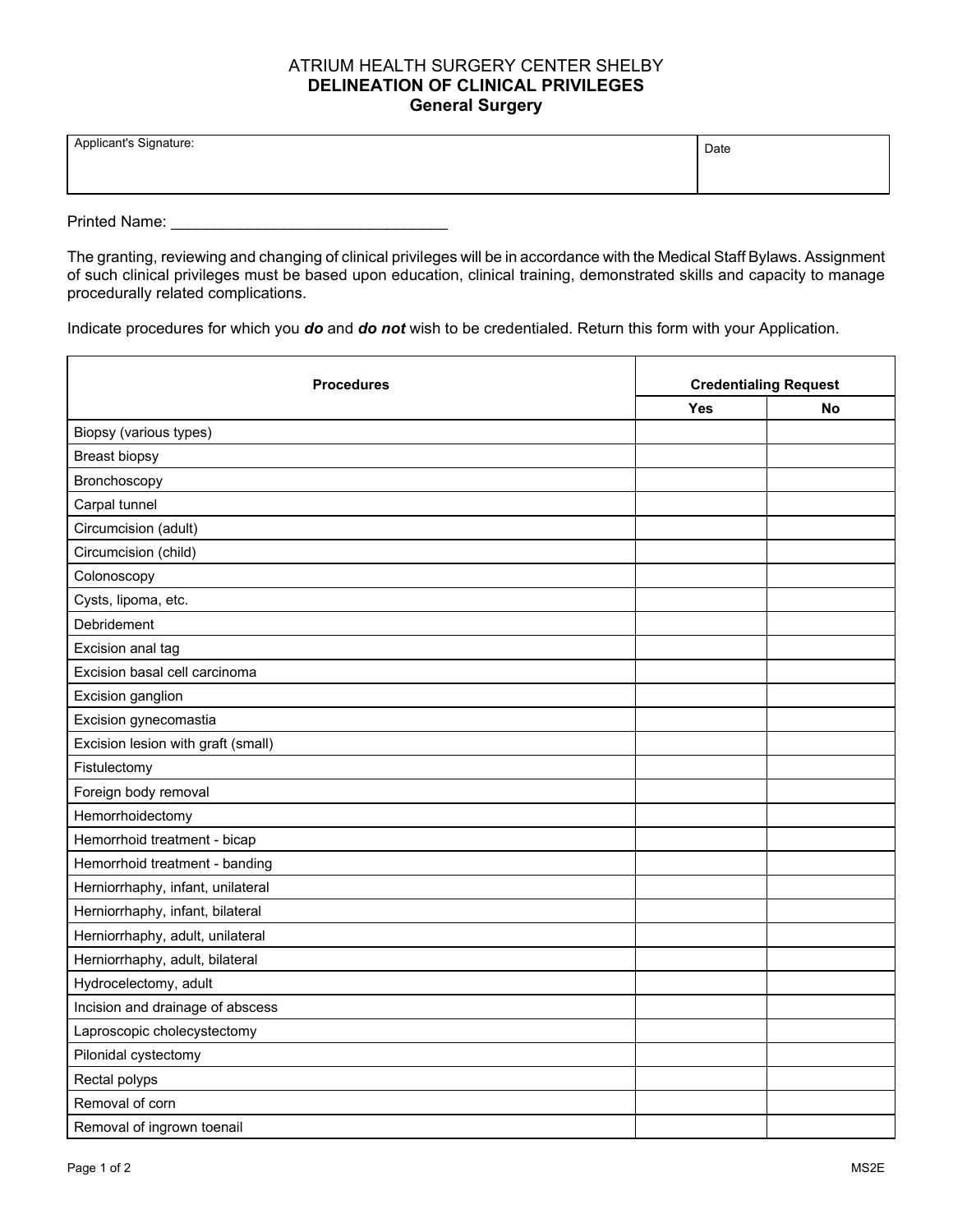# ATRIUM HEALTH SURGERY CENTER SHELBY
## DELINEATION OF CLINICAL PRIVILEGES
### General Surgery

| Applicant's Signature: | Date |
|---|---|
| | |

Printed Name: ________________________________

The granting, reviewing and changing of clinical privileges will be in accordance with the Medical Staff Bylaws. Assignment of such clinical privileges must be based upon education, clinical training, demonstrated skills and capacity to manage procedurally related complications.

Indicate procedures for which you ***do*** and ***do not*** wish to be credentialed. Return this form with your Application.

| Procedures | Credentialing Request | |
|---|---|---|
| | Yes | No |
| Biopsy (various types) | | |
| Breast biopsy | | |
| Bronchoscopy | | |
| Carpal tunnel | | |
| Circumcision (adult) | | |
| Circumcision (child) | | |
| Colonoscopy | | |
| Cysts, lipoma, etc. | | |
| Debridement | | |
| Excision anal tag | | |
| Excision basal cell carcinoma | | |
| Excision ganglion | | |
| Excision gynecomastia | | |
| Excision lesion with graft (small) | | |
| Fistulectomy | | |
| Foreign body removal | | |
| Hemorrhoidectomy | | |
| Hemorrhoid treatment - bicap | | |
| Hemorrhoid treatment - banding | | |
| Herniorrhaphy, infant, unilateral | | |
| Herniorrhaphy, infant, bilateral | | |
| Herniorrhaphy, adult, unilateral | | |
| Herniorrhaphy, adult, bilateral | | |
| Hydrocelectomy, adult | | |
| Incision and drainage of abscess | | |
| Laproscopic cholecystectomy | | |
| Pilonidal cystectomy | | |
| Rectal polyps | | |
| Removal of corn | | |
| Removal of ingrown toenail | | |

MS2E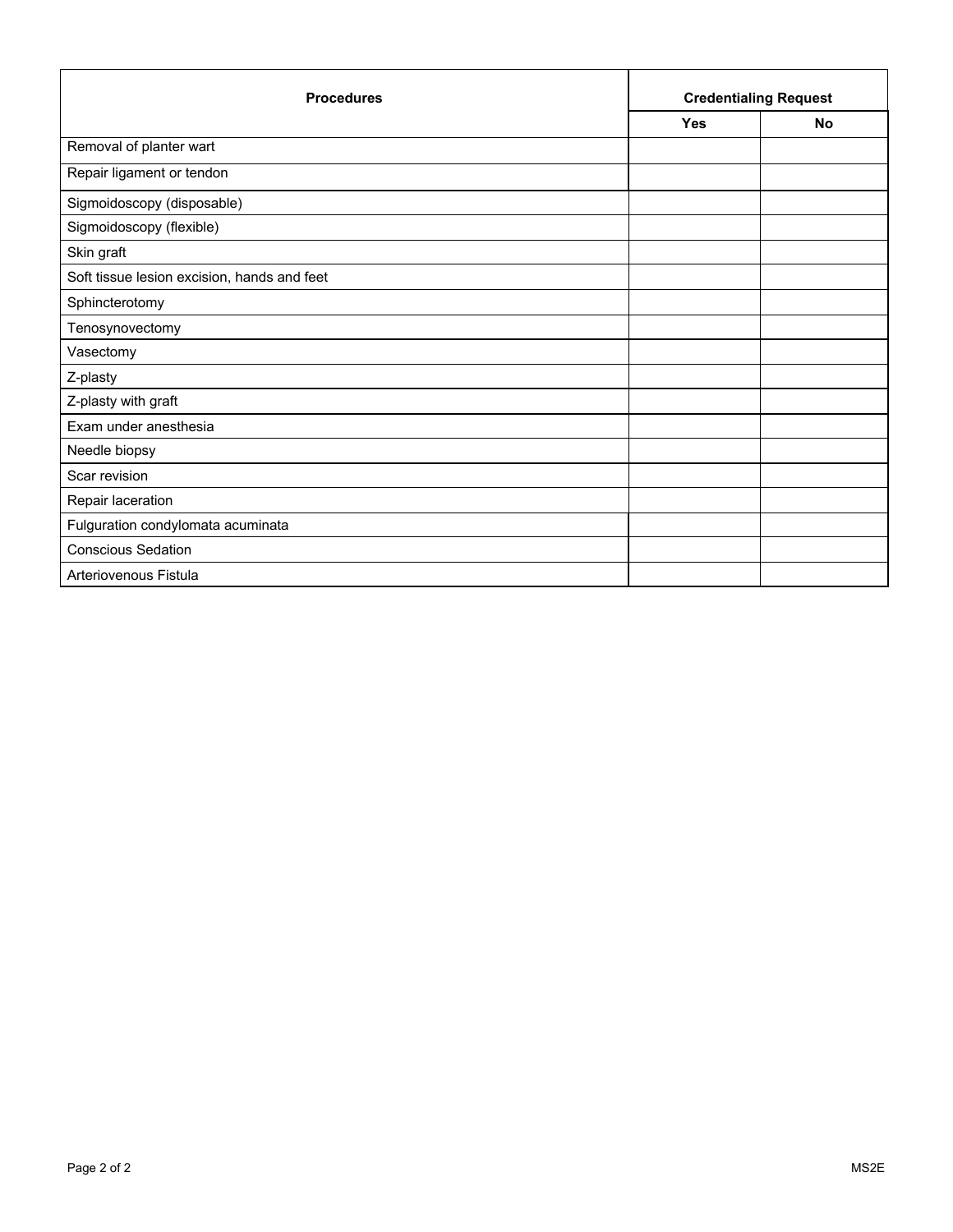| Procedures | Credentialing Request | |
|---|---|---|
| | Yes | No |
| Removal of planter wart | | |
| Repair ligament or tendon | | |
| Sigmoidoscopy (disposable) | | |
| Sigmoidoscopy (flexible) | | |
| Skin graft | | |
| Soft tissue lesion excision, hands and feet | | |
| Sphincterotomy | | |
| Tenosynovectomy | | |
| Vasectomy | | |
| Z-plasty | | |
| Z-plasty with graft | | |
| Exam under anesthesia | | |
| Needle biopsy | | |
| Scar revision | | |
| Repair laceration | | |
| Fulguration condylomata acuminata | | |
| Conscious Sedation | | |
| Arteriovenous Fistula | | |

MS2E